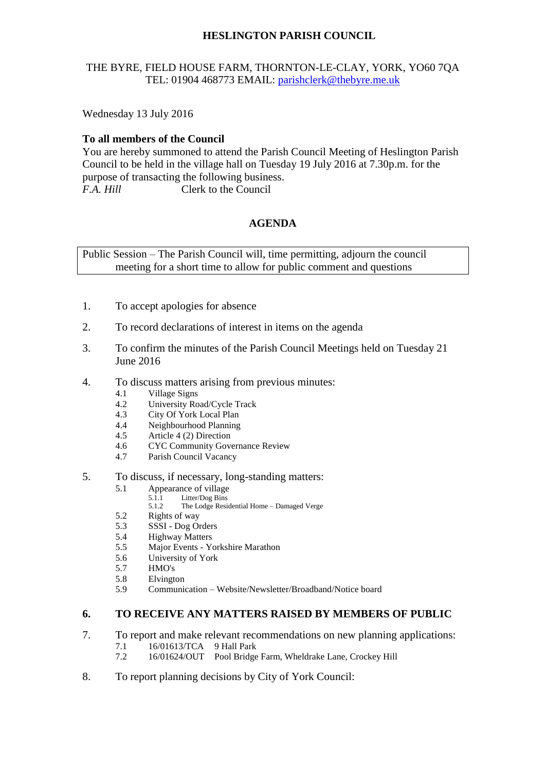# HESLINGTON PARISH COUNCIL

THE BYRE, FIELD HOUSE FARM, THORNTON-LE-CLAY, YORK, YO60 7QA
TEL: 01904 468773 EMAIL: parishclerk@thebyre.me.uk

Wednesday 13 July 2016

**To all members of the Council**

You are hereby summoned to attend the Parish Council Meeting of Heslington Parish Council to be held in the village hall on Tuesday 19 July 2016 at 7.30p.m. for the purpose of transacting the following business.

*F.A. Hill* Clerk to the Council

## AGENDA

Public Session – The Parish Council will, time permitting, adjourn the council meeting for a short time to allow for public comment and questions

1. To accept apologies for absence

2. To record declarations of interest in items on the agenda

3. To confirm the minutes of the Parish Council Meetings held on Tuesday 21 June 2016

4. To discuss matters arising from previous minutes:
   - 4.1 Village Signs
   - 4.2 University Road/Cycle Track
   - 4.3 City Of York Local Plan
   - 4.4 Neighbourhood Planning
   - 4.5 Article 4 (2) Direction
   - 4.6 CYC Community Governance Review
   - 4.7 Parish Council Vacancy

5. To discuss, if necessary, long-standing matters:
   - 5.1 Appearance of village
     - 5.1.1 Litter/Dog Bins
     - 5.1.2 The Lodge Residential Home – Damaged Verge
   - 5.2 Rights of way
   - 5.3 SSSI - Dog Orders
   - 5.4 Highway Matters
   - 5.5 Major Events - Yorkshire Marathon
   - 5.6 University of York
   - 5.7 HMO's
   - 5.8 Elvington
   - 5.9 Communication – Website/Newsletter/Broadband/Notice board

6. **TO RECEIVE ANY MATTERS RAISED BY MEMBERS OF PUBLIC**

7. To report and make relevant recommendations on new planning applications:
   - 7.1 16/01613/TCA 9 Hall Park
   - 7.2 16/01624/OUT Pool Bridge Farm, Wheldrake Lane, Crockey Hill

8. To report planning decisions by City of York Council: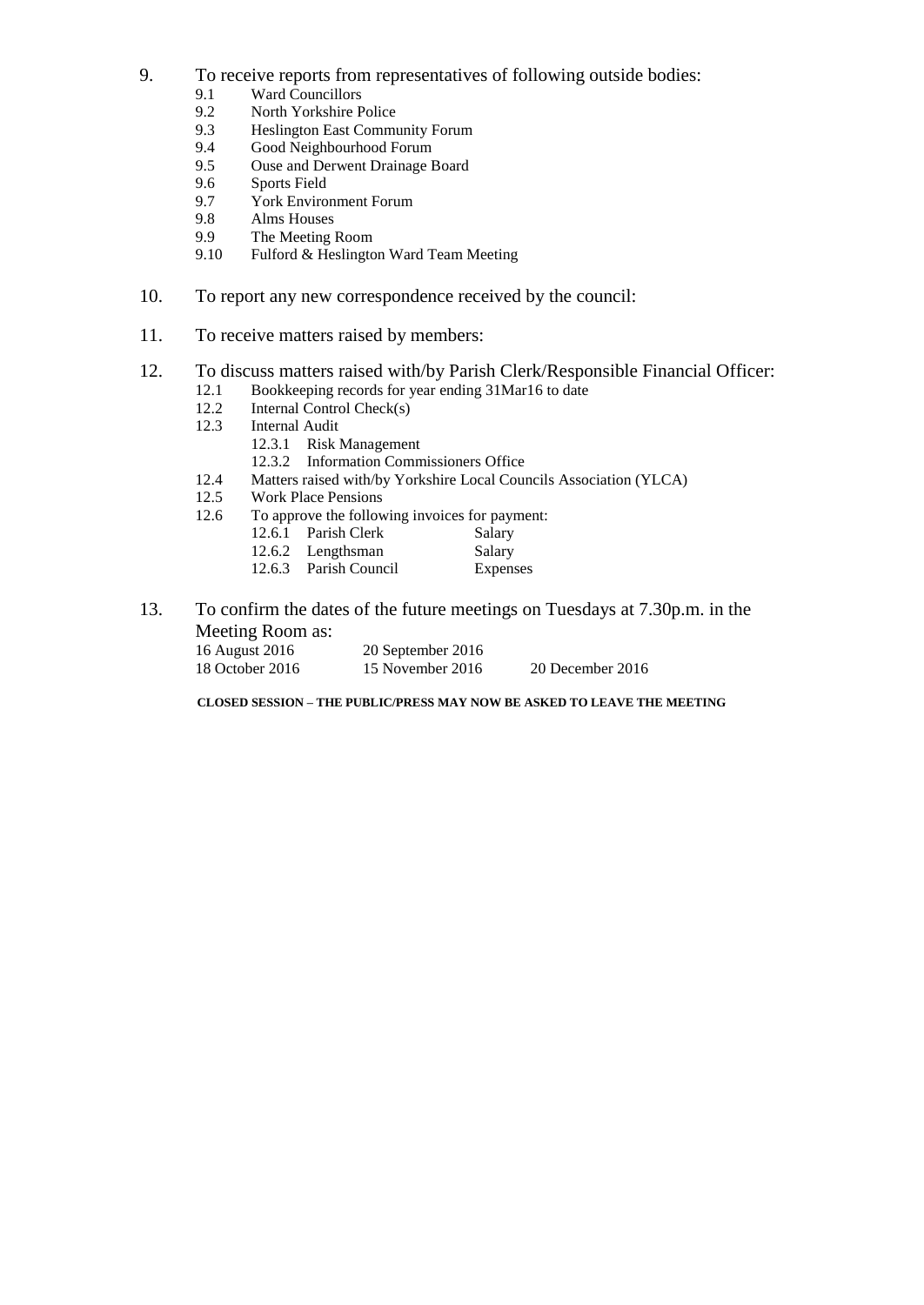9. To receive reports from representatives of following outside bodies:
   - 9.1 Ward Councillors
   - 9.2 North Yorkshire Police
   - 9.3 Heslington East Community Forum
   - 9.4 Good Neighbourhood Forum
   - 9.5 Ouse and Derwent Drainage Board
   - 9.6 Sports Field
   - 9.7 York Environment Forum
   - 9.8 Alms Houses
   - 9.9 The Meeting Room
   - 9.10 Fulford & Heslington Ward Team Meeting

10. To report any new correspondence received by the council:

11. To receive matters raised by members:

12. To discuss matters raised with/by Parish Clerk/Responsible Financial Officer:
   - 12.1 Bookkeeping records for year ending 31Mar16 to date
   - 12.2 Internal Control Check(s)
   - 12.3 Internal Audit
     - 12.3.1 Risk Management
     - 12.3.2 Information Commissioners Office
   - 12.4 Matters raised with/by Yorkshire Local Councils Association (YLCA)
   - 12.5 Work Place Pensions
   - 12.6 To approve the following invoices for payment:
     - 12.6.1 Parish Clerk — Salary
     - 12.6.2 Lengthsman — Salary
     - 12.6.3 Parish Council — Expenses

13. To confirm the dates of the future meetings on Tuesdays at 7.30p.m. in the Meeting Room as:

| | | |
|---|---|---|
| 16 August 2016 | 20 September 2016 | |
| 18 October 2016 | 15 November 2016 | 20 December 2016 |

**CLOSED SESSION – THE PUBLIC/PRESS MAY NOW BE ASKED TO LEAVE THE MEETING**